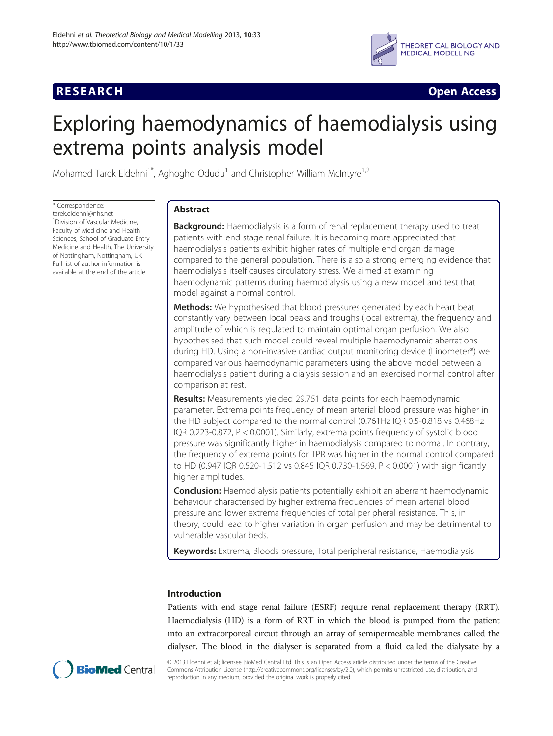**RESEARCH** **Open Access**

# Exploring haemodynamics of haemodialysis using extrema points analysis model

Mohamed Tarek Eldehni[1*], Aghogho Odudu[1] and Christopher William McIntyre[1,2]

* Correspondence: tarek.eldehni@nhs.net
[1]Division of Vascular Medicine, Faculty of Medicine and Health Sciences, School of Graduate Entry Medicine and Health, The University of Nottingham, Nottingham, UK
Full list of author information is available at the end of the article

## Abstract

**Background:** Haemodialysis is a form of renal replacement therapy used to treat patients with end stage renal failure. It is becoming more appreciated that haemodialysis patients exhibit higher rates of multiple end organ damage compared to the general population. There is also a strong emerging evidence that haemodialysis itself causes circulatory stress. We aimed at examining haemodynamic patterns during haemodialysis using a new model and test that model against a normal control.

**Methods:** We hypothesised that blood pressures generated by each heart beat constantly vary between local peaks and troughs (local extrema), the frequency and amplitude of which is regulated to maintain optimal organ perfusion. We also hypothesised that such model could reveal multiple haemodynamic aberrations during HD. Using a non-invasive cardiac output monitoring device (Finometer®) we compared various haemodynamic parameters using the above model between a haemodialysis patient during a dialysis session and an exercised normal control after comparison at rest.

**Results:** Measurements yielded 29,751 data points for each haemodynamic parameter. Extrema points frequency of mean arterial blood pressure was higher in the HD subject compared to the normal control (0.761Hz IQR 0.5-0.818 vs 0.468Hz IQR 0.223-0.872, $P < 0.0001$). Similarly, extrema points frequency of systolic blood pressure was significantly higher in haemodialysis compared to normal. In contrary, the frequency of extrema points for TPR was higher in the normal control compared to HD (0.947 IQR 0.520-1.512 vs 0.845 IQR 0.730-1.569, $P < 0.0001$) with significantly higher amplitudes.

**Conclusion:** Haemodialysis patients potentially exhibit an aberrant haemodynamic behaviour characterised by higher extrema frequencies of mean arterial blood pressure and lower extrema frequencies of total peripheral resistance. This, in theory, could lead to higher variation in organ perfusion and may be detrimental to vulnerable vascular beds.

**Keywords:** Extrema, Bloods pressure, Total peripheral resistance, Haemodialysis

## Introduction

Patients with end stage renal failure (ESRF) require renal replacement therapy (RRT). Haemodialysis (HD) is a form of RRT in which the blood is pumped from the patient into an extracorporeal circuit through an array of semipermeable membranes called the dialyser. The blood in the dialyser is separated from a fluid called the dialysate by a

© 2013 Eldehni et al.; licensee BioMed Central Ltd. This is an Open Access article distributed under the terms of the Creative Commons Attribution License (http://creativecommons.org/licenses/by/2.0), which permits unrestricted use, distribution, and reproduction in any medium, provided the original work is properly cited.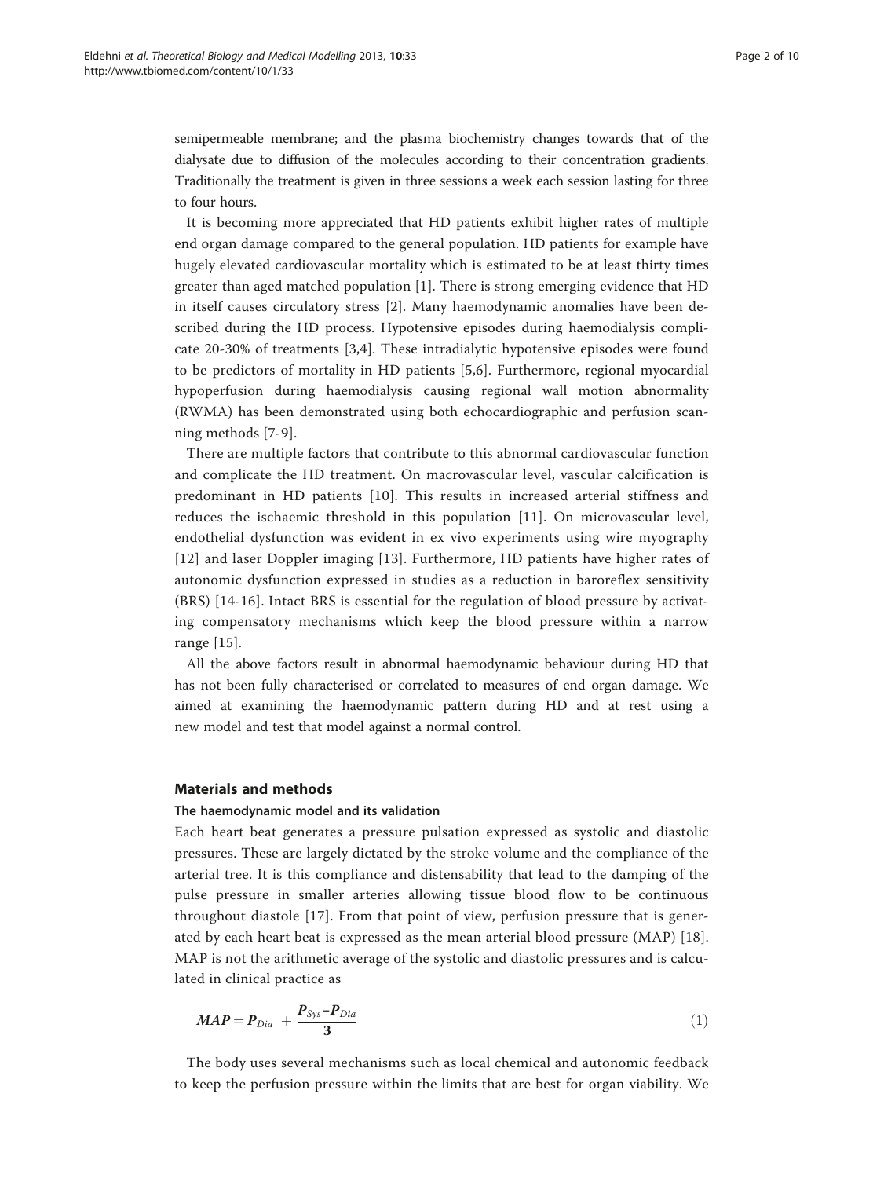semipermeable membrane; and the plasma biochemistry changes towards that of the dialysate due to diffusion of the molecules according to their concentration gradients. Traditionally the treatment is given in three sessions a week each session lasting for three to four hours.

It is becoming more appreciated that HD patients exhibit higher rates of multiple end organ damage compared to the general population. HD patients for example have hugely elevated cardiovascular mortality which is estimated to be at least thirty times greater than aged matched population [1]. There is strong emerging evidence that HD in itself causes circulatory stress [2]. Many haemodynamic anomalies have been described during the HD process. Hypotensive episodes during haemodialysis complicate 20-30% of treatments [3,4]. These intradialytic hypotensive episodes were found to be predictors of mortality in HD patients [5,6]. Furthermore, regional myocardial hypoperfusion during haemodialysis causing regional wall motion abnormality (RWMA) has been demonstrated using both echocardiographic and perfusion scanning methods [7-9].

There are multiple factors that contribute to this abnormal cardiovascular function and complicate the HD treatment. On macrovascular level, vascular calcification is predominant in HD patients [10]. This results in increased arterial stiffness and reduces the ischaemic threshold in this population [11]. On microvascular level, endothelial dysfunction was evident in ex vivo experiments using wire myography [12] and laser Doppler imaging [13]. Furthermore, HD patients have higher rates of autonomic dysfunction expressed in studies as a reduction in baroreflex sensitivity (BRS) [14-16]. Intact BRS is essential for the regulation of blood pressure by activating compensatory mechanisms which keep the blood pressure within a narrow range [15].

All the above factors result in abnormal haemodynamic behaviour during HD that has not been fully characterised or correlated to measures of end organ damage. We aimed at examining the haemodynamic pattern during HD and at rest using a new model and test that model against a normal control.

## Materials and methods

### The haemodynamic model and its validation

Each heart beat generates a pressure pulsation expressed as systolic and diastolic pressures. These are largely dictated by the stroke volume and the compliance of the arterial tree. It is this compliance and distensability that lead to the damping of the pulse pressure in smaller arteries allowing tissue blood flow to be continuous throughout diastole [17]. From that point of view, perfusion pressure that is generated by each heart beat is expressed as the mean arterial blood pressure (MAP) [18]. MAP is not the arithmetic average of the systolic and diastolic pressures and is calculated in clinical practice as

$$MAP = P_{Dia} + \frac{P_{Sys} - P_{Dia}}{3} \tag{1}$$

The body uses several mechanisms such as local chemical and autonomic feedback to keep the perfusion pressure within the limits that are best for organ viability. We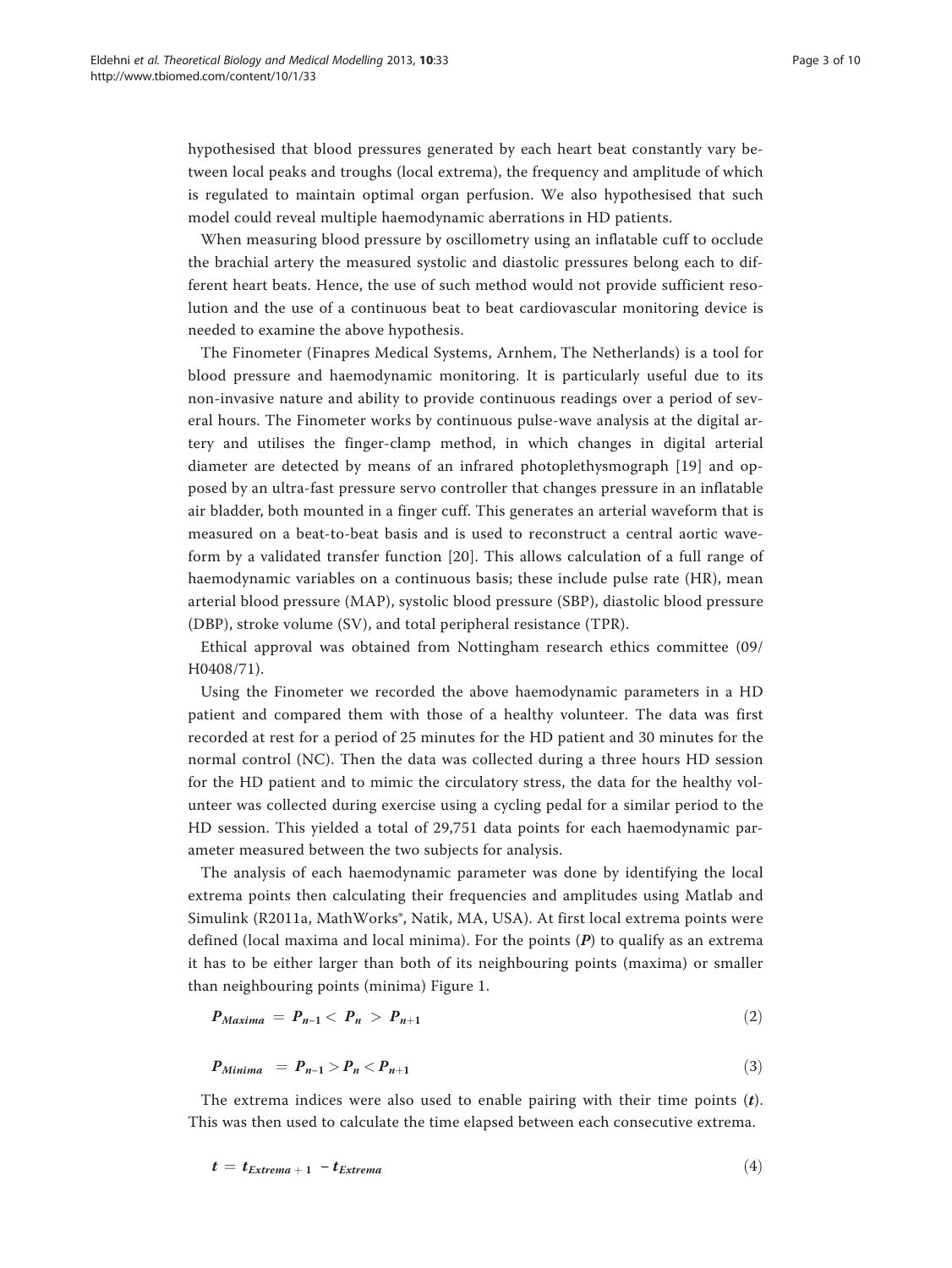hypothesised that blood pressures generated by each heart beat constantly vary between local peaks and troughs (local extrema), the frequency and amplitude of which is regulated to maintain optimal organ perfusion. We also hypothesised that such model could reveal multiple haemodynamic aberrations in HD patients.

When measuring blood pressure by oscillometry using an inflatable cuff to occlude the brachial artery the measured systolic and diastolic pressures belong each to different heart beats. Hence, the use of such method would not provide sufficient resolution and the use of a continuous beat to beat cardiovascular monitoring device is needed to examine the above hypothesis.

The Finometer (Finapres Medical Systems, Arnhem, The Netherlands) is a tool for blood pressure and haemodynamic monitoring. It is particularly useful due to its non-invasive nature and ability to provide continuous readings over a period of several hours. The Finometer works by continuous pulse-wave analysis at the digital artery and utilises the finger-clamp method, in which changes in digital arterial diameter are detected by means of an infrared photoplethysmograph [19] and opposed by an ultra-fast pressure servo controller that changes pressure in an inflatable air bladder, both mounted in a finger cuff. This generates an arterial waveform that is measured on a beat-to-beat basis and is used to reconstruct a central aortic waveform by a validated transfer function [20]. This allows calculation of a full range of haemodynamic variables on a continuous basis; these include pulse rate (HR), mean arterial blood pressure (MAP), systolic blood pressure (SBP), diastolic blood pressure (DBP), stroke volume (SV), and total peripheral resistance (TPR).

Ethical approval was obtained from Nottingham research ethics committee (09/H0408/71).

Using the Finometer we recorded the above haemodynamic parameters in a HD patient and compared them with those of a healthy volunteer. The data was first recorded at rest for a period of 25 minutes for the HD patient and 30 minutes for the normal control (NC). Then the data was collected during a three hours HD session for the HD patient and to mimic the circulatory stress, the data for the healthy volunteer was collected during exercise using a cycling pedal for a similar period to the HD session. This yielded a total of 29,751 data points for each haemodynamic parameter measured between the two subjects for analysis.

The analysis of each haemodynamic parameter was done by identifying the local extrema points then calculating their frequencies and amplitudes using Matlab and Simulink (R2011a, MathWorks®, Natik, MA, USA). At first local extrema points were defined (local maxima and local minima). For the points ($\boldsymbol{P}$) to qualify as an extrema it has to be either larger than both of its neighbouring points (maxima) or smaller than neighbouring points (minima) Figure 1.

$$\boldsymbol{P_{Maxima}} = \boldsymbol{P_{n-1}} < \boldsymbol{P_n} > \boldsymbol{P_{n+1}} \tag{2}$$

$$\boldsymbol{P_{Minima}} = \boldsymbol{P_{n-1}} > \boldsymbol{P_n} < \boldsymbol{P_{n+1}} \tag{3}$$

The extrema indices were also used to enable pairing with their time points ($\boldsymbol{t}$). This was then used to calculate the time elapsed between each consecutive extrema.

$$\boldsymbol{t} = \boldsymbol{t_{Extrema+1}} - \boldsymbol{t_{Extrema}} \tag{4}$$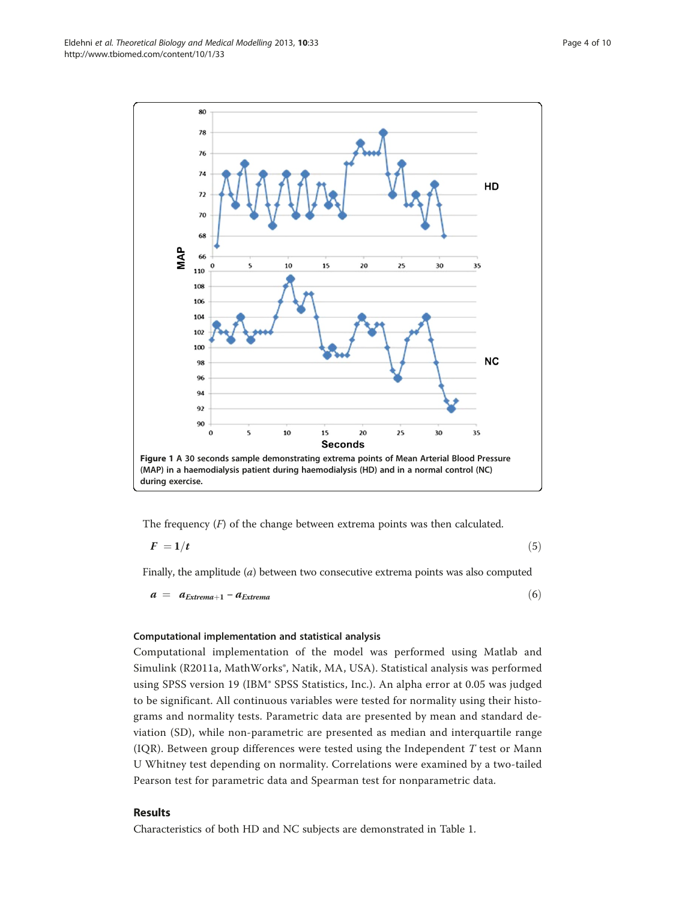**Figure 1 A 30 seconds sample demonstrating extrema points of Mean Arterial Blood Pressure (MAP) in a haemodialysis patient during haemodialysis (HD) and in a normal control (NC) during exercise.**

The frequency ($F$) of the change between extrema points was then calculated.

$$F = 1/t \tag{5}$$

Finally, the amplitude ($a$) between two consecutive extrema points was also computed

$$a = a_{Extrema+1} - a_{Extrema} \tag{6}$$

### Computational implementation and statistical analysis

Computational implementation of the model was performed using Matlab and Simulink (R2011a, MathWorks®, Natik, MA, USA). Statistical analysis was performed using SPSS version 19 (IBM® SPSS Statistics, Inc.). An alpha error at 0.05 was judged to be significant. All continuous variables were tested for normality using their histograms and normality tests. Parametric data are presented by mean and standard deviation (SD), while non-parametric are presented as median and interquartile range (IQR). Between group differences were tested using the Independent $T$ test or Mann U Whitney test depending on normality. Correlations were examined by a two-tailed Pearson test for parametric data and Spearman test for nonparametric data.

## Results

Characteristics of both HD and NC subjects are demonstrated in Table 1.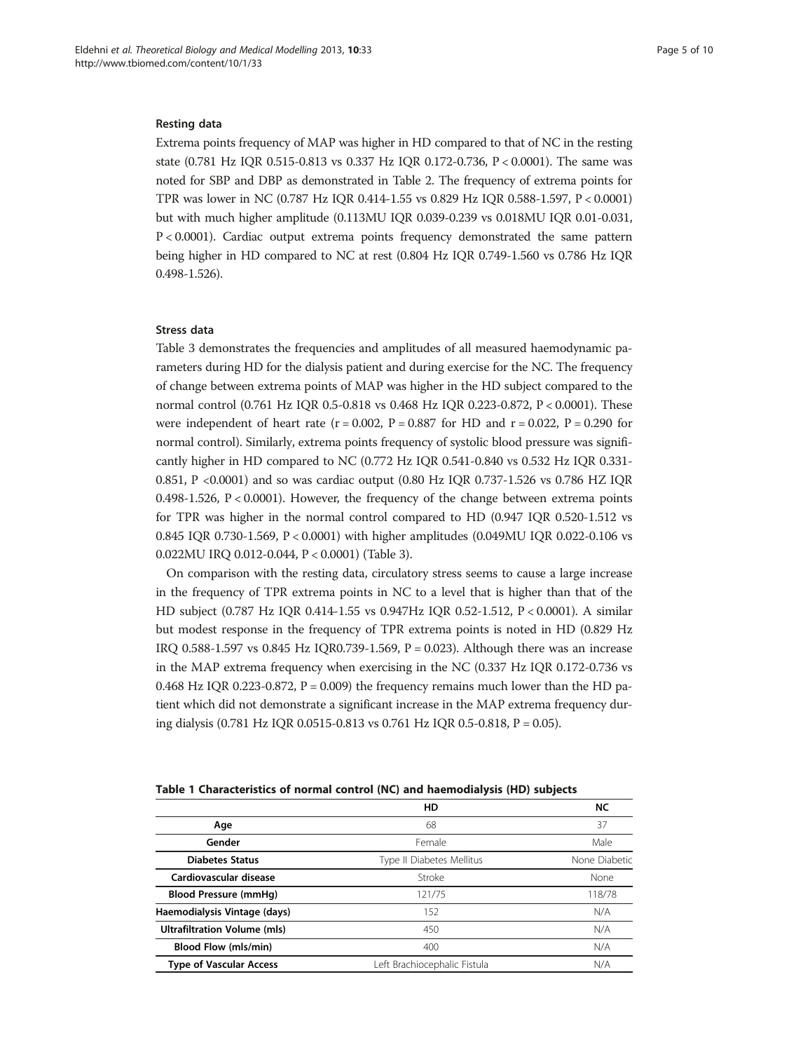### Resting data

Extrema points frequency of MAP was higher in HD compared to that of NC in the resting state (0.781 Hz IQR 0.515-0.813 vs 0.337 Hz IQR 0.172-0.736, $P < 0.0001$). The same was noted for SBP and DBP as demonstrated in Table 2. The frequency of extrema points for TPR was lower in NC (0.787 Hz IQR 0.414-1.55 vs 0.829 Hz IQR 0.588-1.597, $P < 0.0001$) but with much higher amplitude (0.113MU IQR 0.039-0.239 vs 0.018MU IQR 0.01-0.031, $P < 0.0001$). Cardiac output extrema points frequency demonstrated the same pattern being higher in HD compared to NC at rest (0.804 Hz IQR 0.749-1.560 vs 0.786 Hz IQR 0.498-1.526).

### Stress data

Table 3 demonstrates the frequencies and amplitudes of all measured haemodynamic parameters during HD for the dialysis patient and during exercise for the NC. The frequency of change between extrema points of MAP was higher in the HD subject compared to the normal control (0.761 Hz IQR 0.5-0.818 vs 0.468 Hz IQR 0.223-0.872, $P < 0.0001$). These were independent of heart rate ($r = 0.002$, $P = 0.887$ for HD and $r = 0.022$, $P = 0.290$ for normal control). Similarly, extrema points frequency of systolic blood pressure was significantly higher in HD compared to NC (0.772 Hz IQR 0.541-0.840 vs 0.532 Hz IQR 0.331-0.851, $P < 0.0001$) and so was cardiac output (0.80 Hz IQR 0.737-1.526 vs 0.786 HZ IQR 0.498-1.526, $P < 0.0001$). However, the frequency of the change between extrema points for TPR was higher in the normal control compared to HD (0.947 IQR 0.520-1.512 vs 0.845 IQR 0.730-1.569, $P < 0.0001$) with higher amplitudes (0.049MU IQR 0.022-0.106 vs 0.022MU IRQ 0.012-0.044, $P < 0.0001$) (Table 3).

On comparison with the resting data, circulatory stress seems to cause a large increase in the frequency of TPR extrema points in NC to a level that is higher than that of the HD subject (0.787 Hz IQR 0.414-1.55 vs 0.947Hz IQR 0.52-1.512, $P < 0.0001$). A similar but modest response in the frequency of TPR extrema points is noted in HD (0.829 Hz IRQ 0.588-1.597 vs 0.845 Hz IQR0.739-1.569, $P = 0.023$). Although there was an increase in the MAP extrema frequency when exercising in the NC (0.337 Hz IQR 0.172-0.736 vs 0.468 Hz IQR 0.223-0.872, $P = 0.009$) the frequency remains much lower than the HD patient which did not demonstrate a significant increase in the MAP extrema frequency during dialysis (0.781 Hz IQR 0.0515-0.813 vs 0.761 Hz IQR 0.5-0.818, $P = 0.05$).

**Table 1 Characteristics of normal control (NC) and haemodialysis (HD) subjects**

| | HD | NC |
|---|---|---|
| **Age** | 68 | 37 |
| **Gender** | Female | Male |
| **Diabetes Status** | Type II Diabetes Mellitus | None Diabetic |
| **Cardiovascular disease** | Stroke | None |
| **Blood Pressure (mmHg)** | 121/75 | 118/78 |
| **Haemodialysis Vintage (days)** | 152 | N/A |
| **Ultrafiltration Volume (mls)** | 450 | N/A |
| **Blood Flow (mls/min)** | 400 | N/A |
| **Type of Vascular Access** | Left Brachiocephalic Fistula | N/A |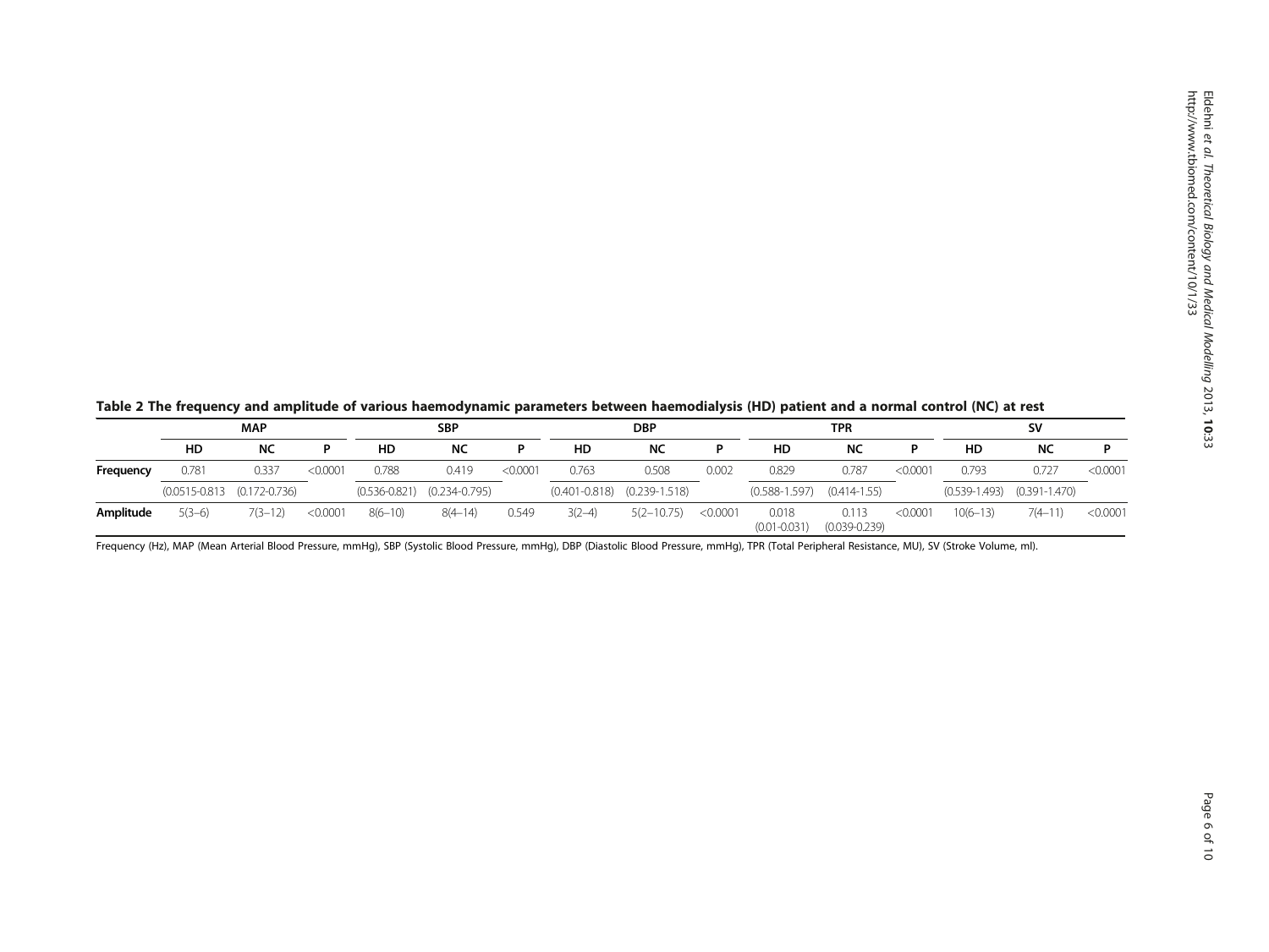**Table 2 The frequency and amplitude of various haemodynamic parameters between haemodialysis (HD) patient and a normal control (NC) at rest**

| | MAP | | | SBP | | | DBP | | | TPR | | | SV | | |
|---|---|---|---|---|---|---|---|---|---|---|---|---|---|---|---|
| | HD | NC | P | HD | NC | P | HD | NC | P | HD | NC | P | HD | NC | P |
| **Frequency** | 0.781 | 0.337 | <0.0001 | 0.788 | 0.419 | <0.0001 | 0.763 | 0.508 | 0.002 | 0.829 | 0.787 | <0.0001 | 0.793 | 0.727 | <0.0001 |
| | (0.0515-0.813 | (0.172-0.736) | | (0.536-0.821) | (0.234-0.795) | | (0.401-0.818) | (0.239-1.518) | | (0.588-1.597) | (0.414-1.55) | | (0.539-1.493) | (0.391-1.470) | |
| **Amplitude** | 5(3–6) | 7(3–12) | <0.0001 | 8(6–10) | 8(4–14) | 0.549 | 3(2–4) | 5(2–10.75) | <0.0001 | 0.018 (0.01-0.031) | 0.113 (0.039-0.239) | <0.0001 | 10(6–13) | 7(4–11) | <0.0001 |

Frequency (Hz), MAP (Mean Arterial Blood Pressure, mmHg), SBP (Systolic Blood Pressure, mmHg), DBP (Diastolic Blood Pressure, mmHg), TPR (Total Peripheral Resistance, MU), SV (Stroke Volume, ml).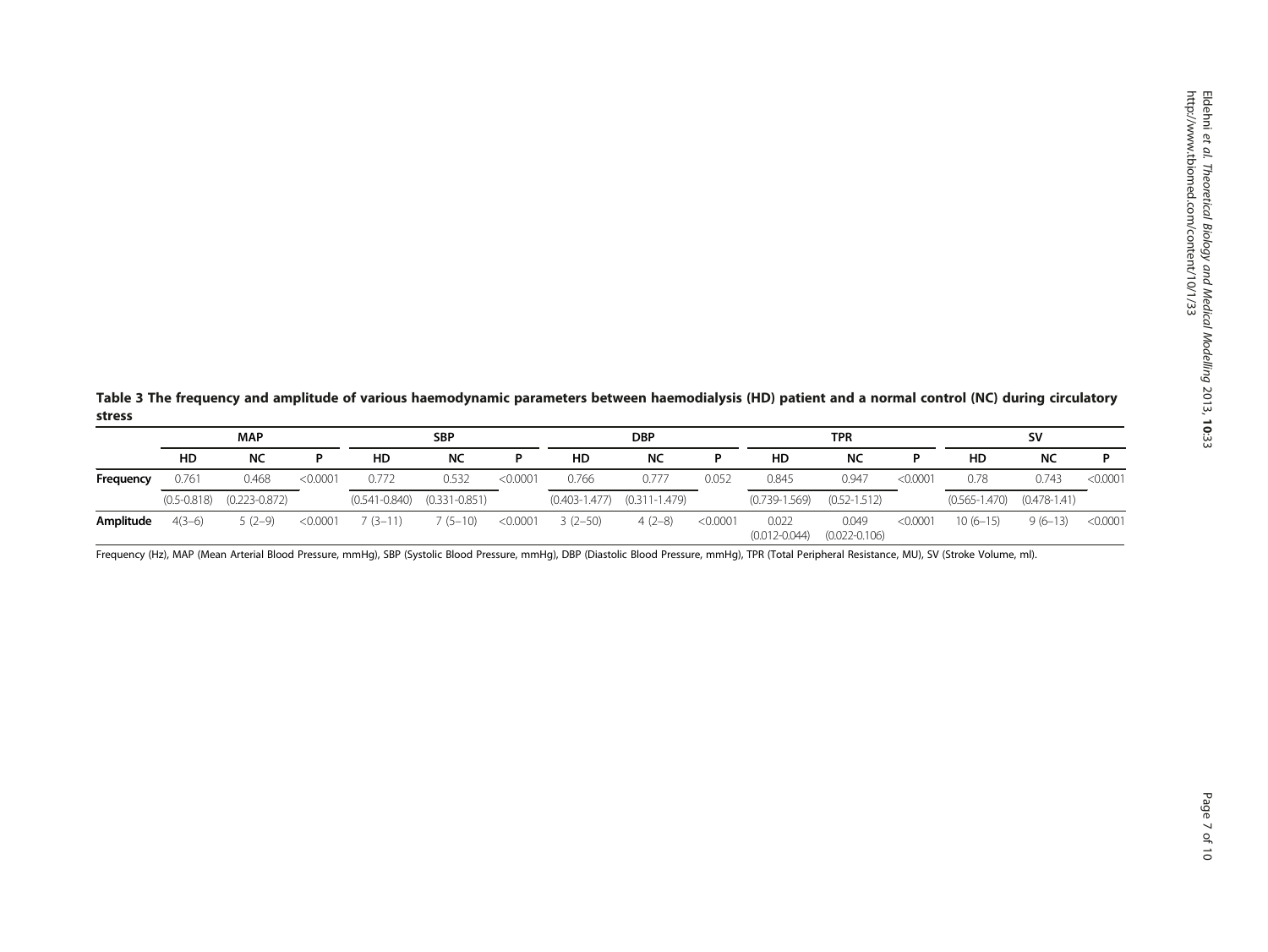**Table 3 The frequency and amplitude of various haemodynamic parameters between haemodialysis (HD) patient and a normal control (NC) during circulatory stress**

| | MAP | | | SBP | | | DBP | | | TPR | | | SV | | |
|---|---|---|---|---|---|---|---|---|---|---|---|---|---|---|---|
| | HD | NC | P | HD | NC | P | HD | NC | P | HD | NC | P | HD | NC | P |
| **Frequency** | 0.761 | 0.468 | <0.0001 | 0.772 | 0.532 | <0.0001 | 0.766 | 0.777 | 0.052 | 0.845 | 0.947 | <0.0001 | 0.78 | 0.743 | <0.0001 |
| | (0.5-0.818) | (0.223-0.872) | | (0.541-0.840) | (0.331-0.851) | | (0.403-1.477) | (0.311-1.479) | | (0.739-1.569) | (0.52-1.512) | | (0.565-1.470) | (0.478-1.41) | |
| **Amplitude** | 4(3–6) | 5 (2–9) | <0.0001 | 7 (3–11) | 7 (5–10) | <0.0001 | 3 (2–50) | 4 (2–8) | <0.0001 | 0.022 (0.012-0.044) | 0.049 (0.022-0.106) | <0.0001 | 10 (6–15) | 9 (6–13) | <0.0001 |

Frequency (Hz), MAP (Mean Arterial Blood Pressure, mmHg), SBP (Systolic Blood Pressure, mmHg), DBP (Diastolic Blood Pressure, mmHg), TPR (Total Peripheral Resistance, MU), SV (Stroke Volume, ml).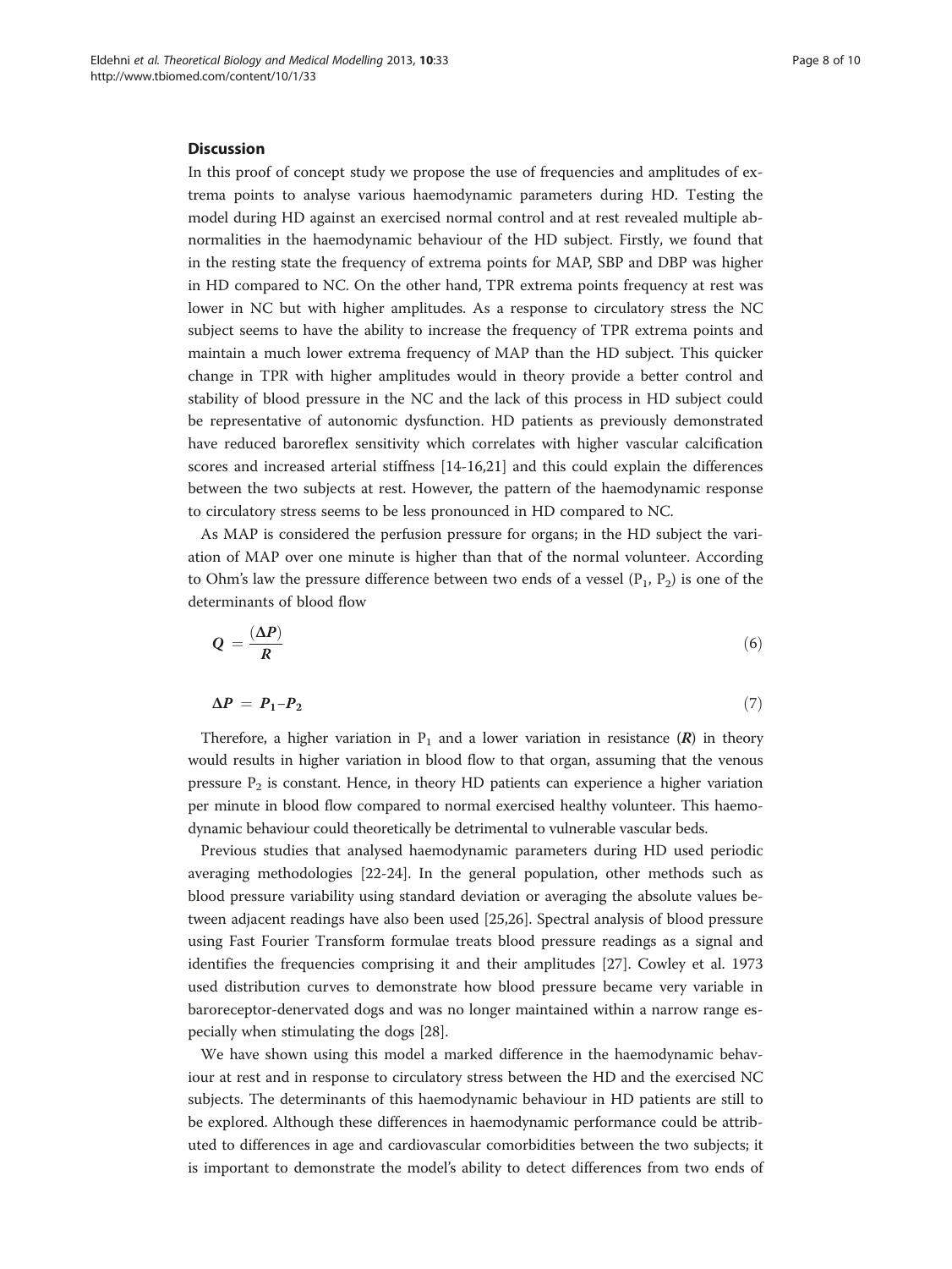## Discussion

In this proof of concept study we propose the use of frequencies and amplitudes of extrema points to analyse various haemodynamic parameters during HD. Testing the model during HD against an exercised normal control and at rest revealed multiple abnormalities in the haemodynamic behaviour of the HD subject. Firstly, we found that in the resting state the frequency of extrema points for MAP, SBP and DBP was higher in HD compared to NC. On the other hand, TPR extrema points frequency at rest was lower in NC but with higher amplitudes. As a response to circulatory stress the NC subject seems to have the ability to increase the frequency of TPR extrema points and maintain a much lower extrema frequency of MAP than the HD subject. This quicker change in TPR with higher amplitudes would in theory provide a better control and stability of blood pressure in the NC and the lack of this process in HD subject could be representative of autonomic dysfunction. HD patients as previously demonstrated have reduced baroreflex sensitivity which correlates with higher vascular calcification scores and increased arterial stiffness [14-16,21] and this could explain the differences between the two subjects at rest. However, the pattern of the haemodynamic response to circulatory stress seems to be less pronounced in HD compared to NC.

As MAP is considered the perfusion pressure for organs; in the HD subject the variation of MAP over one minute is higher than that of the normal volunteer. According to Ohm's law the pressure difference between two ends of a vessel ($P_1$, $P_2$) is one of the determinants of blood flow

$$\boldsymbol{Q} = \frac{(\boldsymbol{\Delta P})}{\boldsymbol{R}} \tag{6}$$

$$\boldsymbol{\Delta P} = \boldsymbol{P_1} - \boldsymbol{P_2} \tag{7}$$

Therefore, a higher variation in $P_1$ and a lower variation in resistance ($\boldsymbol{R}$) in theory would results in higher variation in blood flow to that organ, assuming that the venous pressure $P_2$ is constant. Hence, in theory HD patients can experience a higher variation per minute in blood flow compared to normal exercised healthy volunteer. This haemodynamic behaviour could theoretically be detrimental to vulnerable vascular beds.

Previous studies that analysed haemodynamic parameters during HD used periodic averaging methodologies [22-24]. In the general population, other methods such as blood pressure variability using standard deviation or averaging the absolute values between adjacent readings have also been used [25,26]. Spectral analysis of blood pressure using Fast Fourier Transform formulae treats blood pressure readings as a signal and identifies the frequencies comprising it and their amplitudes [27]. Cowley et al. 1973 used distribution curves to demonstrate how blood pressure became very variable in baroreceptor-denervated dogs and was no longer maintained within a narrow range especially when stimulating the dogs [28].

We have shown using this model a marked difference in the haemodynamic behaviour at rest and in response to circulatory stress between the HD and the exercised NC subjects. The determinants of this haemodynamic behaviour in HD patients are still to be explored. Although these differences in haemodynamic performance could be attributed to differences in age and cardiovascular comorbidities between the two subjects; it is important to demonstrate the model's ability to detect differences from two ends of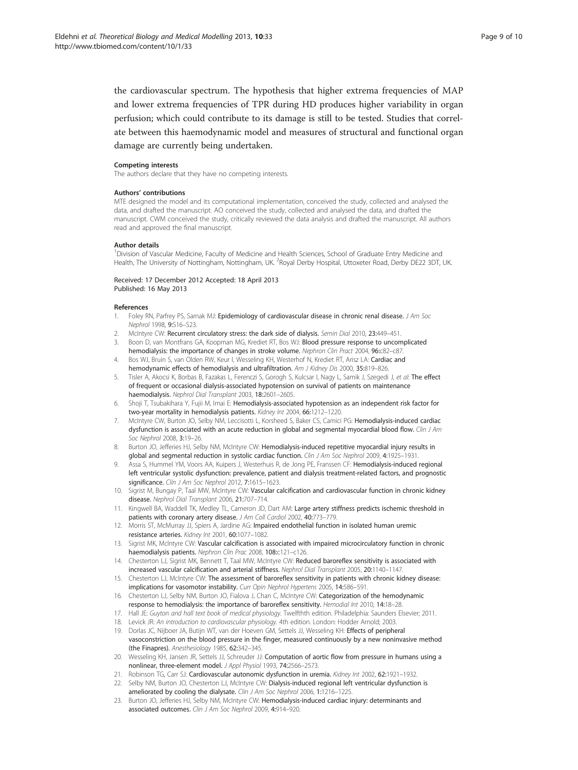the cardiovascular spectrum. The hypothesis that higher extrema frequencies of MAP and lower extrema frequencies of TPR during HD produces higher variability in organ perfusion; which could contribute to its damage is still to be tested. Studies that correlate between this haemodynamic model and measures of structural and functional organ damage are currently being undertaken.

#### Competing interests

The authors declare that they have no competing interests.

#### Authors' contributions

MTE designed the model and its computational implementation, conceived the study, collected and analysed the data, and drafted the manuscript. AO conceived the study, collected and analysed the data, and drafted the manuscript. CWM conceived the study, critically reviewed the data analysis and drafted the manuscript. All authors read and approved the final manuscript.

#### Author details

[1]Division of Vascular Medicine, Faculty of Medicine and Health Sciences, School of Graduate Entry Medicine and Health, The University of Nottingham, Nottingham, UK. [2]Royal Derby Hospital, Uttoxeter Road, Derby DE22 3DT, UK.

Received: 17 December 2012 Accepted: 18 April 2013
Published: 16 May 2013

#### References

1. Foley RN, Parfrey PS, Sarnak MJ: **Epidemiology of cardiovascular disease in chronic renal disease.** *J Am Soc Nephrol* 1998, **9:**S16–S23.
2. McIntyre CW: **Recurrent circulatory stress: the dark side of dialysis.** *Semin Dial* 2010, **23:**449–451.
3. Boon D, van Montfrans GA, Koopman MG, Krediet RT, Bos WJ: **Blood pressure response to uncomplicated hemodialysis: the importance of changes in stroke volume.** *Nephron Clin Pract* 2004, **96:**c82–c87.
4. Bos WJ, Bruin S, van Olden RW, Keur I, Wesseling KH, Westerhof N, Krediet RT, Arisz LA: **Cardiac and hemodynamic effects of hemodialysis and ultrafiltration.** *Am J Kidney Dis* 2000, **35:**819–826.
5. Tisler A, Akocsi K, Borbas B, Fazakas L, Ferenczi S, Gorogh S, Kulcsar I, Nagy L, Samik J, Szegedi J, *et al*: **The effect of frequent or occasional dialysis-associated hypotension on survival of patients on maintenance haemodialysis.** *Nephrol Dial Transplant* 2003, **18:**2601–2605.
6. Shoji T, Tsubakihara Y, Fujii M, Imai E: **Hemodialysis-associated hypotension as an independent risk factor for two-year mortality in hemodialysis patients.** *Kidney Int* 2004, **66:**1212–1220.
7. McIntyre CW, Burton JO, Selby NM, Leccisotti L, Korsheed S, Baker CS, Camici PG: **Hemodialysis-induced cardiac dysfunction is associated with an acute reduction in global and segmental myocardial blood flow.** *Clin J Am Soc Nephrol* 2008, **3:**19–26.
8. Burton JO, Jefferies HJ, Selby NM, McIntyre CW: **Hemodialysis-induced repetitive myocardial injury results in global and segmental reduction in systolic cardiac function.** *Clin J Am Soc Nephrol* 2009, **4:**1925–1931.
9. Assa S, Hummel YM, Voors AA, Kuipers J, Westerhuis R, de Jong PE, Franssen CF: **Hemodialysis-induced regional left ventricular systolic dysfunction: prevalence, patient and dialysis treatment-related factors, and prognostic significance.** *Clin J Am Soc Nephrol* 2012, **7:**1615–1623.
10. Sigrist M, Bungay P, Taal MW, McIntyre CW: **Vascular calcification and cardiovascular function in chronic kidney disease.** *Nephrol Dial Transplant* 2006, **21:**707–714.
11. Kingwell BA, Waddell TK, Medley TL, Cameron JD, Dart AM: **Large artery stiffness predicts ischemic threshold in patients with coronary artery disease.** *J Am Coll Cardiol* 2002, **40:**773–779.
12. Morris ST, McMurray JJ, Spiers A, Jardine AG: **Impaired endothelial function in isolated human uremic resistance arteries.** *Kidney Int* 2001, **60:**1077–1082.
13. Sigrist MK, McIntyre CW: **Vascular calcification is associated with impaired microcirculatory function in chronic haemodialysis patients.** *Nephron Clin Prac* 2008, **108:**c121–c126.
14. Chesterton LJ, Sigrist MK, Bennett T, Taal MW, McIntyre CW: **Reduced baroreflex sensitivity is associated with increased vascular calcification and arterial stiffness.** *Nephrol Dial Transplant* 2005, **20:**1140–1147.
15. Chesterton LJ, McIntyre CW: **The assessment of baroreflex sensitivity in patients with chronic kidney disease: implications for vasomotor instability.** *Curr Opin Nephrol Hypertens* 2005, **14:**586–591.
16. Chesterton LJ, Selby NM, Burton JO, Fialova J, Chan C, McIntyre CW: **Categorization of the hemodynamic response to hemodialysis: the importance of baroreflex sensitivity.** *Hemodial Int* 2010, **14:**18–28.
17. Hall JE: *Guyton and hall text book of medical physiology.* Twelfthth edition. Philadelphia: Saunders Elsevier; 2011.
18. Levick JR: *An introduction to cardiovascular physiology.* 4th edition. London: Hodder Arnold; 2003.
19. Dorlas JC, Nijboer JA, Butijn WT, van der Hoeven GM, Settels JJ, Wesseling KH: **Effects of peripheral vasoconstriction on the blood pressure in the finger, measured continuously by a new noninvasive method (the Finapres).** *Anesthesiology* 1985, **62:**342–345.
20. Wesseling KH, Jansen JR, Settels JJ, Schreuder JJ: **Computation of aortic flow from pressure in humans using a nonlinear, three-element model.** *J Appl Physiol* 1993, **74:**2566–2573.
21. Robinson TG, Carr SJ: **Cardiovascular autonomic dysfunction in uremia.** *Kidney Int* 2002, **62:**1921–1932.
22. Selby NM, Burton JO, Chesterton LJ, McIntyre CW: **Dialysis-induced regional left ventricular dysfunction is ameliorated by cooling the dialysate.** *Clin J Am Soc Nephrol* 2006, **1:**1216–1225.
23. Burton JO, Jefferies HJ, Selby NM, McIntyre CW: **Hemodialysis-induced cardiac injury: determinants and associated outcomes.** *Clin J Am Soc Nephrol* 2009, **4:**914–920.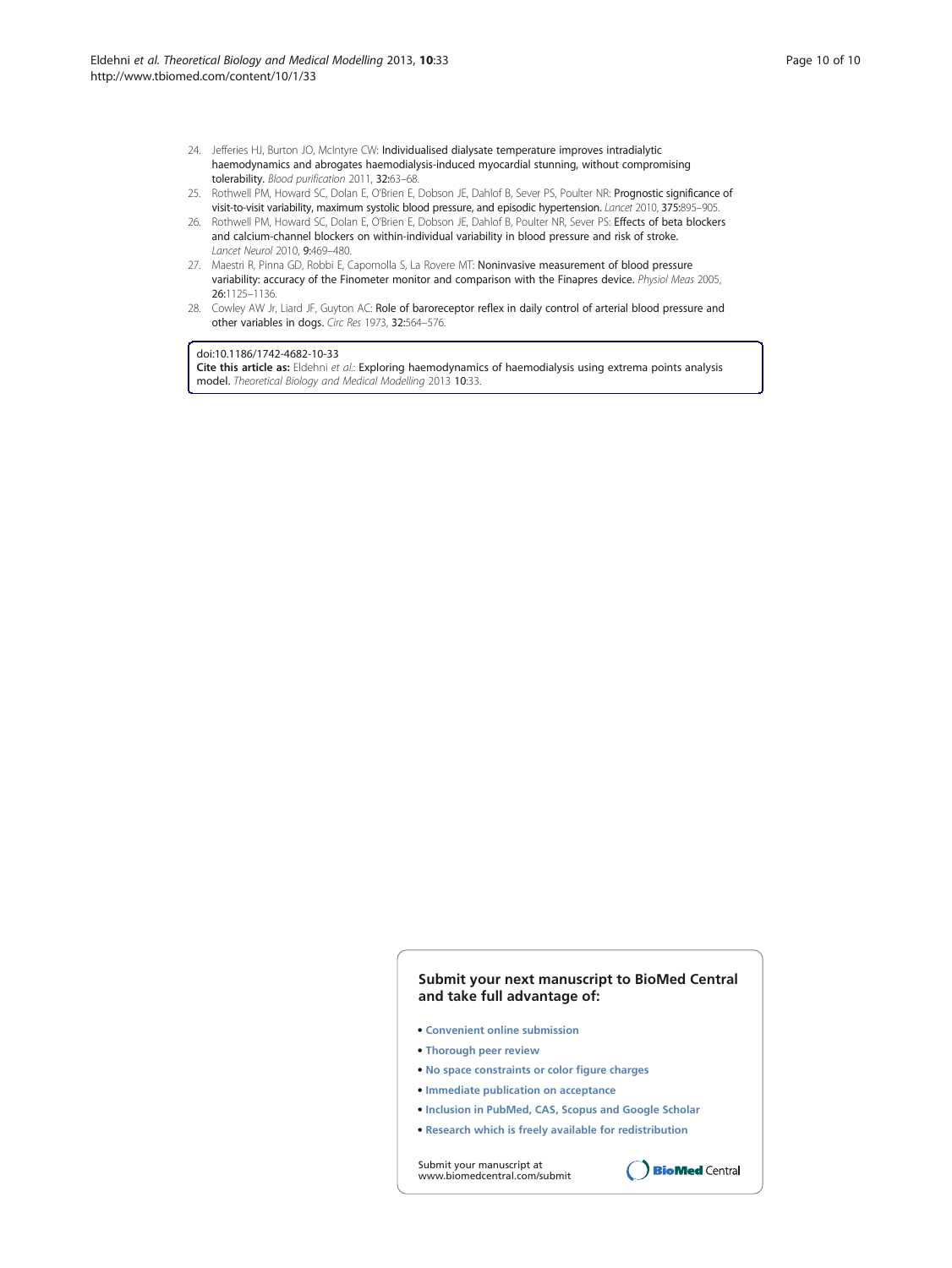24. Jefferies HJ, Burton JO, McIntyre CW: **Individualised dialysate temperature improves intradialytic haemodynamics and abrogates haemodialysis-induced myocardial stunning, without compromising tolerability.** *Blood purification* 2011, **32:**63–68.
25. Rothwell PM, Howard SC, Dolan E, O'Brien E, Dobson JE, Dahlof B, Sever PS, Poulter NR: **Prognostic significance of visit-to-visit variability, maximum systolic blood pressure, and episodic hypertension.** *Lancet* 2010, **375:**895–905.
26. Rothwell PM, Howard SC, Dolan E, O'Brien E, Dobson JE, Dahlof B, Poulter NR, Sever PS: **Effects of beta blockers and calcium-channel blockers on within-individual variability in blood pressure and risk of stroke.** *Lancet Neurol* 2010, **9:**469–480.
27. Maestri R, Pinna GD, Robbi E, Capomolla S, La Rovere MT: **Noninvasive measurement of blood pressure variability: accuracy of the Finometer monitor and comparison with the Finapres device.** *Physiol Meas* 2005, **26:**1125–1136.
28. Cowley AW Jr, Liard JF, Guyton AC: **Role of baroreceptor reflex in daily control of arterial blood pressure and other variables in dogs.** *Circ Res* 1973, **32:**564–576.

doi:10.1186/1742-4682-10-33

**Cite this article as:** Eldehni *et al.*: Exploring haemodynamics of haemodialysis using extrema points analysis model. *Theoretical Biology and Medical Modelling* 2013 **10**:33.

**Submit your next manuscript to BioMed Central and take full advantage of:**

- **Convenient online submission**
- **Thorough peer review**
- **No space constraints or color figure charges**
- **Immediate publication on acceptance**
- **Inclusion in PubMed, CAS, Scopus and Google Scholar**
- **Research which is freely available for redistribution**

Submit your manuscript at www.biomedcentral.com/submit

BioMed Central